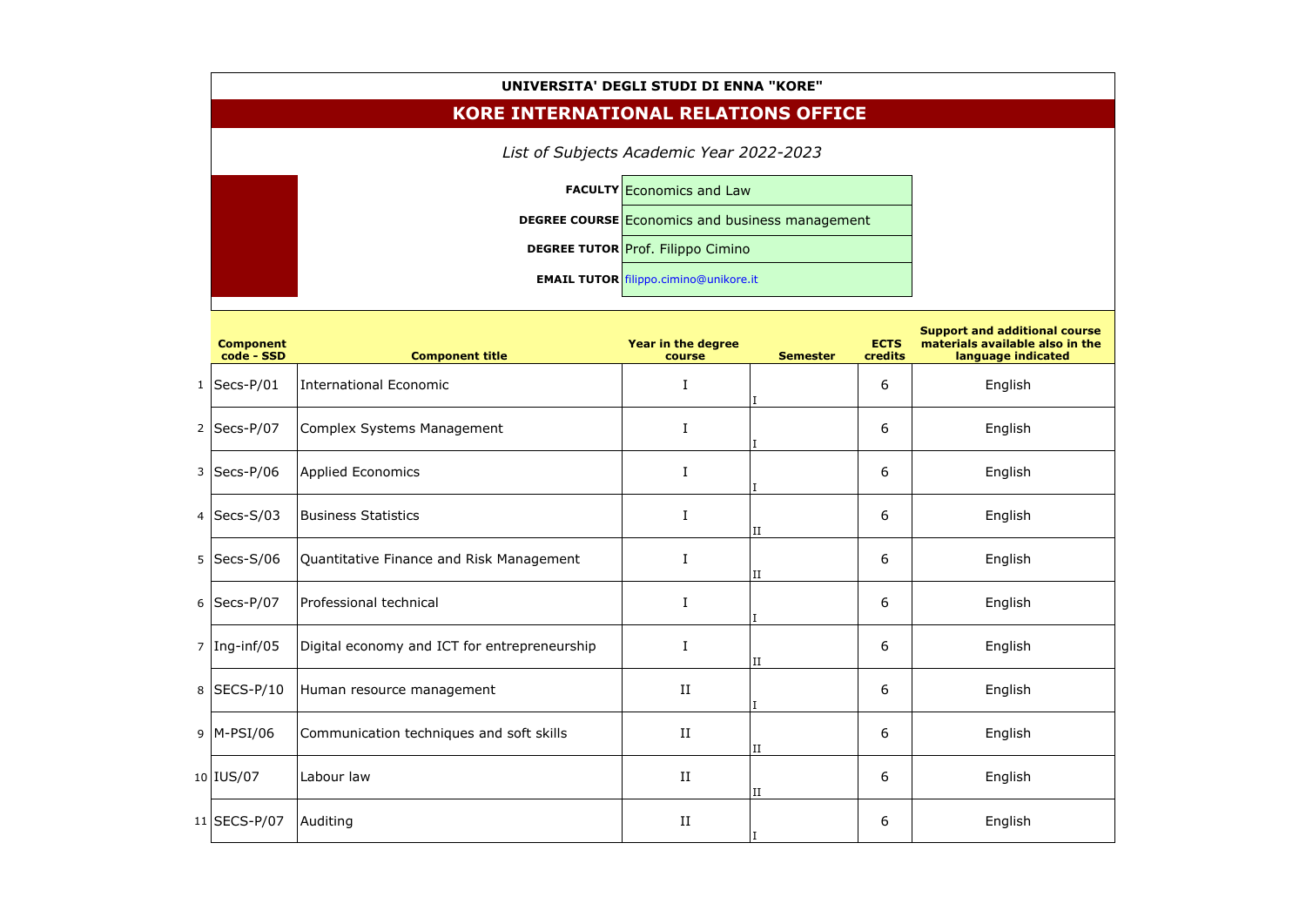**UNIVERSITA' DEGLI STUDI DI ENNA "KORE"**

# KORE INTERNATIONAL RELATIONS OFFICE

*List of Subjects Academic Year 2022-2023*

| | |
|---|---|
| **FACULTY** | Economics and Law |
| **DEGREE COURSE** | Economics and business management |
| **DEGREE TUTOR** | Prof. Filippo Cimino |
| **EMAIL TUTOR** | filippo.cimino@unikore.it |

| | Component code - SSD | Component title | Year in the degree course | Semester | ECTS credits | Support and additional course materials available also in the language indicated |
|---|---|---|---|---|---|---|
| 1 | Secs-P/01 | International Economic | I | I | 6 | English |
| 2 | Secs-P/07 | Complex Systems Management | I | I | 6 | English |
| 3 | Secs-P/06 | Applied Economics | I | I | 6 | English |
| 4 | Secs-S/03 | Business Statistics | I | II | 6 | English |
| 5 | Secs-S/06 | Quantitative Finance and Risk Management | I | II | 6 | English |
| 6 | Secs-P/07 | Professional technical | I | I | 6 | English |
| 7 | Ing-inf/05 | Digital economy and ICT for entrepreneurship | I | II | 6 | English |
| 8 | SECS-P/10 | Human resource management | II | I | 6 | English |
| 9 | M-PSI/06 | Communication techniques and soft skills | II | II | 6 | English |
| 10 | IUS/07 | Labour law | II | II | 6 | English |
| 11 | SECS-P/07 | Auditing | II | I | 6 | English |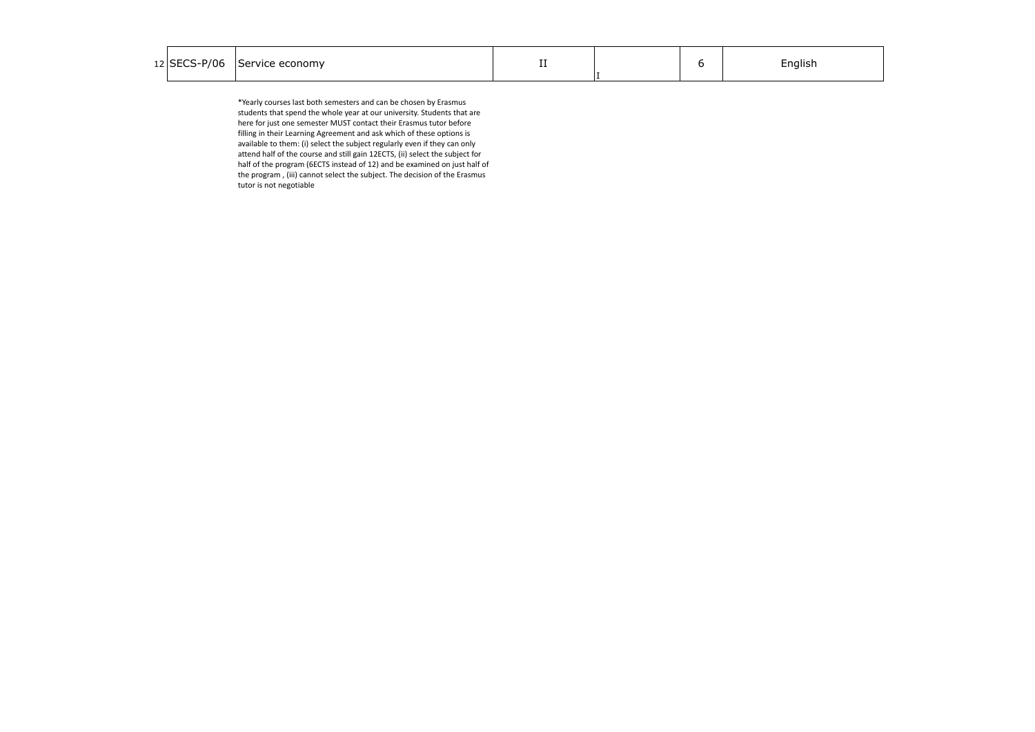| | | | | | | |
|---|---|---|---|---|---|---|
| 12 | SECS-P/06 | Service economy | II | I | 6 | English |

*Yearly courses last both semesters and can be chosen by Erasmus students that spend the whole year at our university. Students that are here for just one semester MUST contact their Erasmus tutor before filling in their Learning Agreement and ask which of these options is available to them: (i) select the subject regularly even if they can only attend half of the course and still gain 12ECTS, (ii) select the subject for half of the program (6ECTS instead of 12) and be examined on just half of the program , (iii) cannot select the subject. The decision of the Erasmus tutor is not negotiable